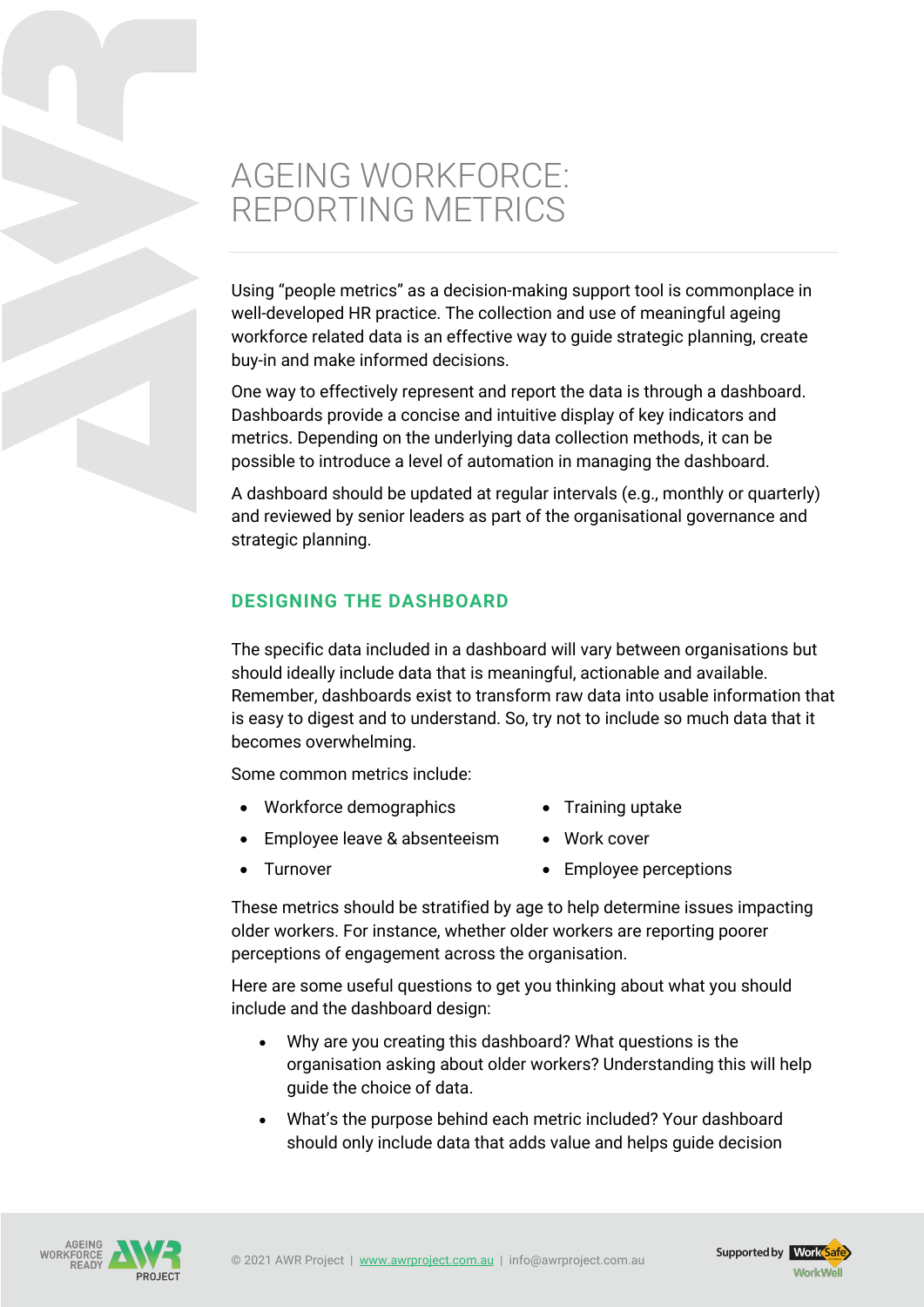# AGEING WORKFORCE: REPORTING METRICS

Using "people metrics" as a decision-making support tool is commonplace in well-developed HR practice. The collection and use of meaningful ageing workforce related data is an effective way to guide strategic planning, create buy-in and make informed decisions.

One way to effectively represent and report the data is through a dashboard. Dashboards provide a concise and intuitive display of key indicators and metrics. Depending on the underlying data collection methods, it can be possible to introduce a level of automation in managing the dashboard.

A dashboard should be updated at regular intervals (e.g., monthly or quarterly) and reviewed by senior leaders as part of the organisational governance and strategic planning.

## DESIGNING THE DASHBOARD

The specific data included in a dashboard will vary between organisations but should ideally include data that is meaningful, actionable and available. Remember, dashboards exist to transform raw data into usable information that is easy to digest and to understand. So, try not to include so much data that it becomes overwhelming.

Some common metrics include:

- Workforce demographics
- Employee leave & absenteeism
- Turnover
- Training uptake
- Work cover
- Employee perceptions

These metrics should be stratified by age to help determine issues impacting older workers. For instance, whether older workers are reporting poorer perceptions of engagement across the organisation.

Here are some useful questions to get you thinking about what you should include and the dashboard design:

- Why are you creating this dashboard? What questions is the organisation asking about older workers? Understanding this will help guide the choice of data.
- What's the purpose behind each metric included? Your dashboard should only include data that adds value and helps guide decision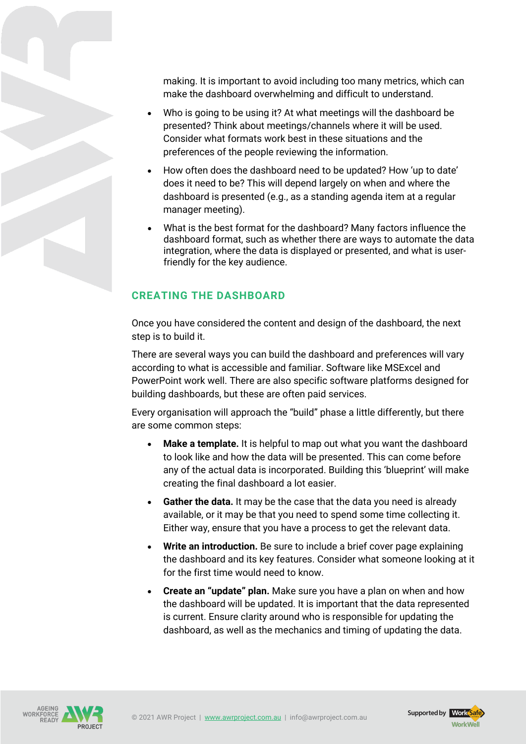making. It is important to avoid including too many metrics, which can make the dashboard overwhelming and difficult to understand.

- Who is going to be using it? At what meetings will the dashboard be presented? Think about meetings/channels where it will be used. Consider what formats work best in these situations and the preferences of the people reviewing the information.
- How often does the dashboard need to be updated? How 'up to date' does it need to be? This will depend largely on when and where the dashboard is presented (e.g., as a standing agenda item at a regular manager meeting).
- What is the best format for the dashboard? Many factors influence the dashboard format, such as whether there are ways to automate the data integration, where the data is displayed or presented, and what is user-friendly for the key audience.

## CREATING THE DASHBOARD

Once you have considered the content and design of the dashboard, the next step is to build it.

There are several ways you can build the dashboard and preferences will vary according to what is accessible and familiar. Software like MSExcel and PowerPoint work well. There are also specific software platforms designed for building dashboards, but these are often paid services.

Every organisation will approach the "build" phase a little differently, but there are some common steps:

- **Make a template.** It is helpful to map out what you want the dashboard to look like and how the data will be presented. This can come before any of the actual data is incorporated. Building this 'blueprint' will make creating the final dashboard a lot easier.
- **Gather the data.** It may be the case that the data you need is already available, or it may be that you need to spend some time collecting it. Either way, ensure that you have a process to get the relevant data.
- **Write an introduction.** Be sure to include a brief cover page explaining the dashboard and its key features. Consider what someone looking at it for the first time would need to know.
- **Create an "update" plan.** Make sure you have a plan on when and how the dashboard will be updated. It is important that the data represented is current. Ensure clarity around who is responsible for updating the dashboard, as well as the mechanics and timing of updating the data.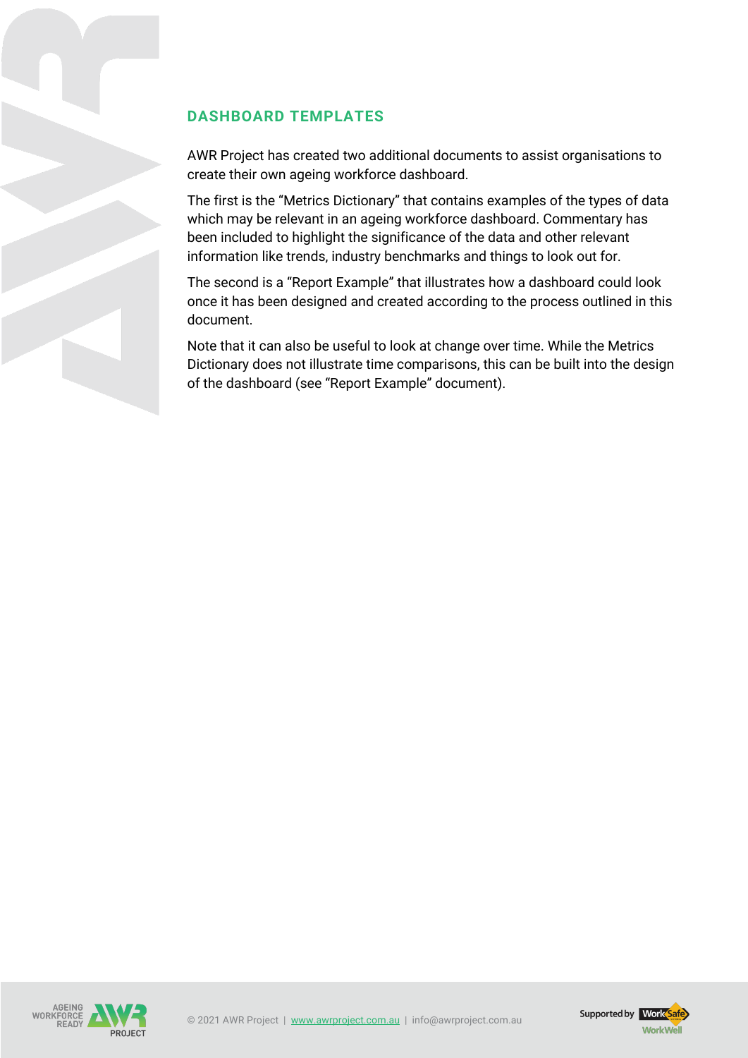## DASHBOARD TEMPLATES

AWR Project has created two additional documents to assist organisations to create their own ageing workforce dashboard.

The first is the "Metrics Dictionary" that contains examples of the types of data which may be relevant in an ageing workforce dashboard. Commentary has been included to highlight the significance of the data and other relevant information like trends, industry benchmarks and things to look out for.

The second is a "Report Example" that illustrates how a dashboard could look once it has been designed and created according to the process outlined in this document.

Note that it can also be useful to look at change over time. While the Metrics Dictionary does not illustrate time comparisons, this can be built into the design of the dashboard (see "Report Example" document).